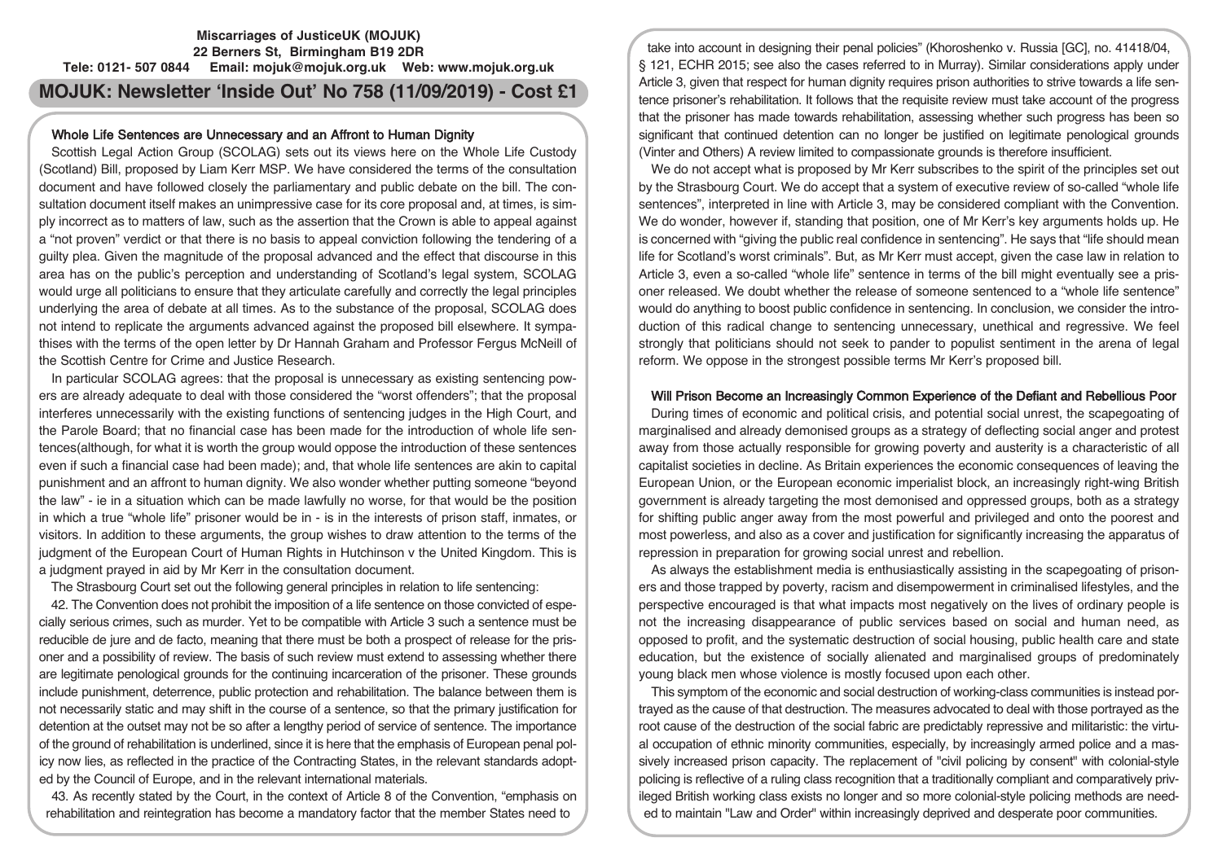**Miscarriages of JusticeUK (MOJUK)**
**22 Berners St, Birmingham B19 2DR**
**Tele: 0121- 507 0844 Email: mojuk@mojuk.org.uk Web: www.mojuk.org.uk**

# MOJUK: Newsletter 'Inside Out' No 758 (11/09/2019) - Cost £1

## Whole Life Sentences are Unnecessary and an Affront to Human Dignity

Scottish Legal Action Group (SCOLAG) sets out its views here on the Whole Life Custody (Scotland) Bill, proposed by Liam Kerr MSP. We have considered the terms of the consultation document and have followed closely the parliamentary and public debate on the bill. The consultation document itself makes an unimpressive case for its core proposal and, at times, is simply incorrect as to matters of law, such as the assertion that the Crown is able to appeal against a "not proven" verdict or that there is no basis to appeal conviction following the tendering of a guilty plea. Given the magnitude of the proposal advanced and the effect that discourse in this area has on the public's perception and understanding of Scotland's legal system, SCOLAG would urge all politicians to ensure that they articulate carefully and correctly the legal principles underlying the area of debate at all times. As to the substance of the proposal, SCOLAG does not intend to replicate the arguments advanced against the proposed bill elsewhere. It sympathises with the terms of the open letter by Dr Hannah Graham and Professor Fergus McNeill of the Scottish Centre for Crime and Justice Research.

In particular SCOLAG agrees: that the proposal is unnecessary as existing sentencing powers are already adequate to deal with those considered the "worst offenders"; that the proposal interferes unnecessarily with the existing functions of sentencing judges in the High Court, and the Parole Board; that no financial case has been made for the introduction of whole life sentences(although, for what it is worth the group would oppose the introduction of these sentences even if such a financial case had been made); and, that whole life sentences are akin to capital punishment and an affront to human dignity. We also wonder whether putting someone "beyond the law" - ie in a situation which can be made lawfully no worse, for that would be the position in which a true "whole life" prisoner would be in - is in the interests of prison staff, inmates, or visitors. In addition to these arguments, the group wishes to draw attention to the terms of the judgment of the European Court of Human Rights in Hutchinson v the United Kingdom. This is a judgment prayed in aid by Mr Kerr in the consultation document.

The Strasbourg Court set out the following general principles in relation to life sentencing:

42. The Convention does not prohibit the imposition of a life sentence on those convicted of especially serious crimes, such as murder. Yet to be compatible with Article 3 such a sentence must be reducible de jure and de facto, meaning that there must be both a prospect of release for the prisoner and a possibility of review. The basis of such review must extend to assessing whether there are legitimate penological grounds for the continuing incarceration of the prisoner. These grounds include punishment, deterrence, public protection and rehabilitation. The balance between them is not necessarily static and may shift in the course of a sentence, so that the primary justification for detention at the outset may not be so after a lengthy period of service of sentence. The importance of the ground of rehabilitation is underlined, since it is here that the emphasis of European penal policy now lies, as reflected in the practice of the Contracting States, in the relevant standards adopted by the Council of Europe, and in the relevant international materials.

43. As recently stated by the Court, in the context of Article 8 of the Convention, "emphasis on rehabilitation and reintegration has become a mandatory factor that the member States need to take into account in designing their penal policies" (Khoroshenko v. Russia [GC], no. 41418/04, § 121, ECHR 2015; see also the cases referred to in Murray). Similar considerations apply under Article 3, given that respect for human dignity requires prison authorities to strive towards a life sentence prisoner's rehabilitation. It follows that the requisite review must take account of the progress that the prisoner has made towards rehabilitation, assessing whether such progress has been so significant that continued detention can no longer be justified on legitimate penological grounds (Vinter and Others) A review limited to compassionate grounds is therefore insufficient.

We do not accept what is proposed by Mr Kerr subscribes to the spirit of the principles set out by the Strasbourg Court. We do accept that a system of executive review of so-called "whole life sentences", interpreted in line with Article 3, may be considered compliant with the Convention. We do wonder, however if, standing that position, one of Mr Kerr's key arguments holds up. He is concerned with "giving the public real confidence in sentencing". He says that "life should mean life for Scotland's worst criminals". But, as Mr Kerr must accept, given the case law in relation to Article 3, even a so-called "whole life" sentence in terms of the bill might eventually see a prisoner released. We doubt whether the release of someone sentenced to a "whole life sentence" would do anything to boost public confidence in sentencing. In conclusion, we consider the introduction of this radical change to sentencing unnecessary, unethical and regressive. We feel strongly that politicians should not seek to pander to populist sentiment in the arena of legal reform. We oppose in the strongest possible terms Mr Kerr's proposed bill.

## Will Prison Become an Increasingly Common Experience of the Defiant and Rebellious Poor

During times of economic and political crisis, and potential social unrest, the scapegoating of marginalised and already demonised groups as a strategy of deflecting social anger and protest away from those actually responsible for growing poverty and austerity is a characteristic of all capitalist societies in decline. As Britain experiences the economic consequences of leaving the European Union, or the European economic imperialist block, an increasingly right-wing British government is already targeting the most demonised and oppressed groups, both as a strategy for shifting public anger away from the most powerful and privileged and onto the poorest and most powerless, and also as a cover and justification for significantly increasing the apparatus of repression in preparation for growing social unrest and rebellion.

As always the establishment media is enthusiastically assisting in the scapegoating of prisoners and those trapped by poverty, racism and disempowerment in criminalised lifestyles, and the perspective encouraged is that what impacts most negatively on the lives of ordinary people is not the increasing disappearance of public services based on social and human need, as opposed to profit, and the systematic destruction of social housing, public health care and state education, but the existence of socially alienated and marginalised groups of predominately young black men whose violence is mostly focused upon each other.

This symptom of the economic and social destruction of working-class communities is instead portrayed as the cause of that destruction. The measures advocated to deal with those portrayed as the root cause of the destruction of the social fabric are predictably repressive and militaristic: the virtual occupation of ethnic minority communities, especially, by increasingly armed police and a massively increased prison capacity. The replacement of "civil policing by consent" with colonial-style policing is reflective of a ruling class recognition that a traditionally compliant and comparatively privileged British working class exists no longer and so more colonial-style policing methods are needed to maintain "Law and Order" within increasingly deprived and desperate poor communities.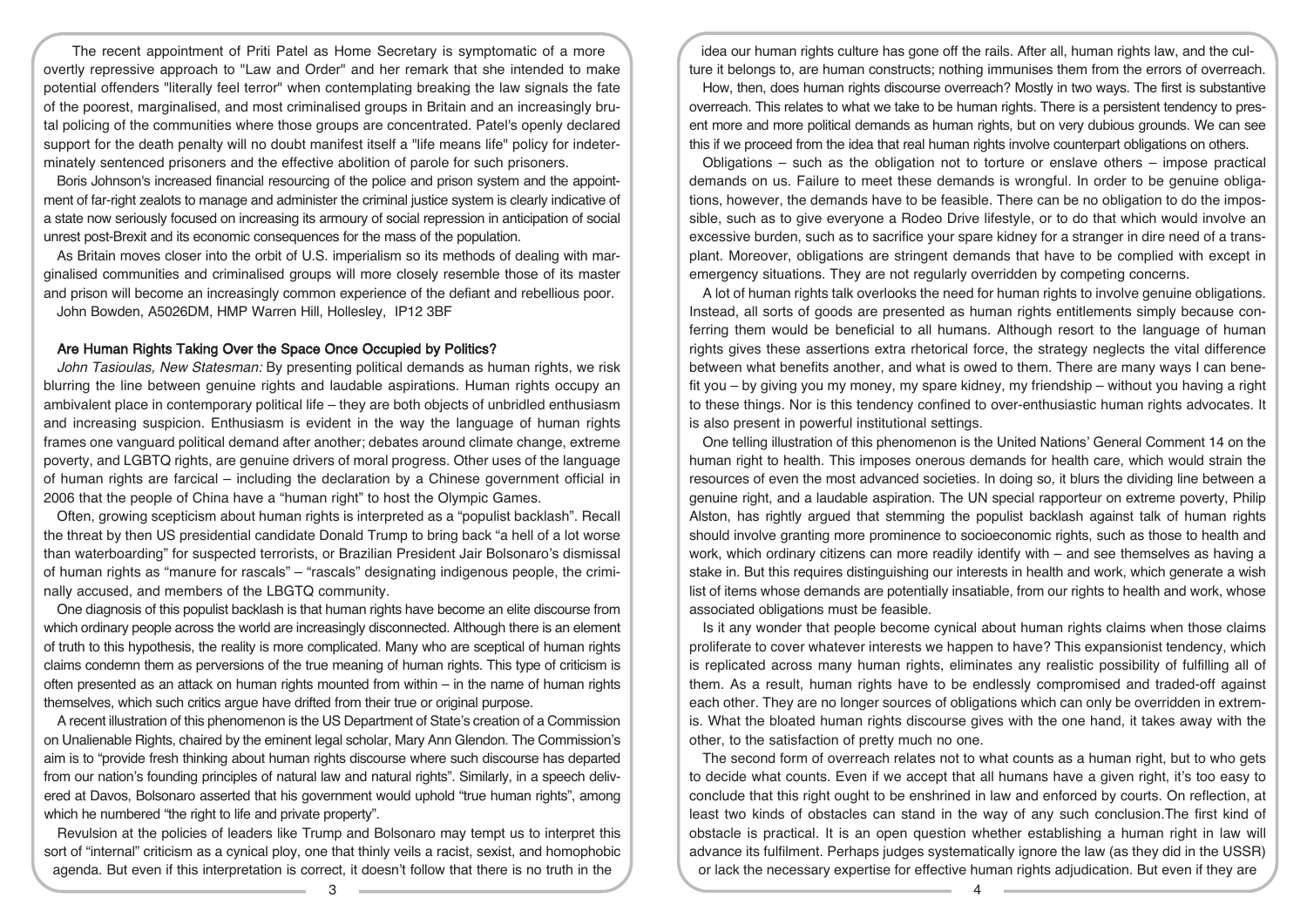The recent appointment of Priti Patel as Home Secretary is symptomatic of a more overtly repressive approach to "Law and Order" and her remark that she intended to make potential offenders "literally feel terror" when contemplating breaking the law signals the fate of the poorest, marginalised, and most criminalised groups in Britain and an increasingly brutal policing of the communities where those groups are concentrated. Patel's openly declared support for the death penalty will no doubt manifest itself a "life means life" policy for indeterminately sentenced prisoners and the effective abolition of parole for such prisoners.

Boris Johnson's increased financial resourcing of the police and prison system and the appointment of far-right zealots to manage and administer the criminal justice system is clearly indicative of a state now seriously focused on increasing its armoury of social repression in anticipation of social unrest post-Brexit and its economic consequences for the mass of the population.

As Britain moves closer into the orbit of U.S. imperialism so its methods of dealing with marginalised communities and criminalised groups will more closely resemble those of its master and prison will become an increasingly common experience of the defiant and rebellious poor.

John Bowden, A5026DM, HMP Warren Hill, Hollesley, IP12 3BF

## Are Human Rights Taking Over the Space Once Occupied by Politics?

*John Tasioulas, New Statesman:* By presenting political demands as human rights, we risk blurring the line between genuine rights and laudable aspirations. Human rights occupy an ambivalent place in contemporary political life – they are both objects of unbridled enthusiasm and increasing suspicion. Enthusiasm is evident in the way the language of human rights frames one vanguard political demand after another; debates around climate change, extreme poverty, and LGBTQ rights, are genuine drivers of moral progress. Other uses of the language of human rights are farcical – including the declaration by a Chinese government official in 2006 that the people of China have a "human right" to host the Olympic Games.

Often, growing scepticism about human rights is interpreted as a "populist backlash". Recall the threat by then US presidential candidate Donald Trump to bring back "a hell of a lot worse than waterboarding" for suspected terrorists, or Brazilian President Jair Bolsonaro's dismissal of human rights as "manure for rascals" – "rascals" designating indigenous people, the criminally accused, and members of the LBGTQ community.

One diagnosis of this populist backlash is that human rights have become an elite discourse from which ordinary people across the world are increasingly disconnected. Although there is an element of truth to this hypothesis, the reality is more complicated. Many who are sceptical of human rights claims condemn them as perversions of the true meaning of human rights. This type of criticism is often presented as an attack on human rights mounted from within – in the name of human rights themselves, which such critics argue have drifted from their true or original purpose.

A recent illustration of this phenomenon is the US Department of State's creation of a Commission on Unalienable Rights, chaired by the eminent legal scholar, Mary Ann Glendon. The Commission's aim is to "provide fresh thinking about human rights discourse where such discourse has departed from our nation's founding principles of natural law and natural rights". Similarly, in a speech delivered at Davos, Bolsonaro asserted that his government would uphold "true human rights", among which he numbered "the right to life and private property".

Revulsion at the policies of leaders like Trump and Bolsonaro may tempt us to interpret this sort of "internal" criticism as a cynical ploy, one that thinly veils a racist, sexist, and homophobic agenda. But even if this interpretation is correct, it doesn't follow that there is no truth in the idea our human rights culture has gone off the rails. After all, human rights law, and the culture it belongs to, are human constructs; nothing immunises them from the errors of overreach.

How, then, does human rights discourse overreach? Mostly in two ways. The first is substantive overreach. This relates to what we take to be human rights. There is a persistent tendency to present more and more political demands as human rights, but on very dubious grounds. We can see this if we proceed from the idea that real human rights involve counterpart obligations on others.

Obligations – such as the obligation not to torture or enslave others – impose practical demands on us. Failure to meet these demands is wrongful. In order to be genuine obligations, however, the demands have to be feasible. There can be no obligation to do the impossible, such as to give everyone a Rodeo Drive lifestyle, or to do that which would involve an excessive burden, such as to sacrifice your spare kidney for a stranger in dire need of a transplant. Moreover, obligations are stringent demands that have to be complied with except in emergency situations. They are not regularly overridden by competing concerns.

A lot of human rights talk overlooks the need for human rights to involve genuine obligations. Instead, all sorts of goods are presented as human rights entitlements simply because conferring them would be beneficial to all humans. Although resort to the language of human rights gives these assertions extra rhetorical force, the strategy neglects the vital difference between what benefits another, and what is owed to them. There are many ways I can benefit you – by giving you my money, my spare kidney, my friendship – without you having a right to these things. Nor is this tendency confined to over-enthusiastic human rights advocates. It is also present in powerful institutional settings.

One telling illustration of this phenomenon is the United Nations' General Comment 14 on the human right to health. This imposes onerous demands for health care, which would strain the resources of even the most advanced societies. In doing so, it blurs the dividing line between a genuine right, and a laudable aspiration. The UN special rapporteur on extreme poverty, Philip Alston, has rightly argued that stemming the populist backlash against talk of human rights should involve granting more prominence to socioeconomic rights, such as those to health and work, which ordinary citizens can more readily identify with – and see themselves as having a stake in. But this requires distinguishing our interests in health and work, which generate a wish list of items whose demands are potentially insatiable, from our rights to health and work, whose associated obligations must be feasible.

Is it any wonder that people become cynical about human rights claims when those claims proliferate to cover whatever interests we happen to have? This expansionist tendency, which is replicated across many human rights, eliminates any realistic possibility of fulfilling all of them. As a result, human rights have to be endlessly compromised and traded-off against each other. They are no longer sources of obligations which can only be overridden in extremis. What the bloated human rights discourse gives with the one hand, it takes away with the other, to the satisfaction of pretty much no one.

The second form of overreach relates not to what counts as a human right, but to who gets to decide what counts. Even if we accept that all humans have a given right, it's too easy to conclude that this right ought to be enshrined in law and enforced by courts. On reflection, at least two kinds of obstacles can stand in the way of any such conclusion.The first kind of obstacle is practical. It is an open question whether establishing a human right in law will advance its fulfilment. Perhaps judges systematically ignore the law (as they did in the USSR) or lack the necessary expertise for effective human rights adjudication. But even if they are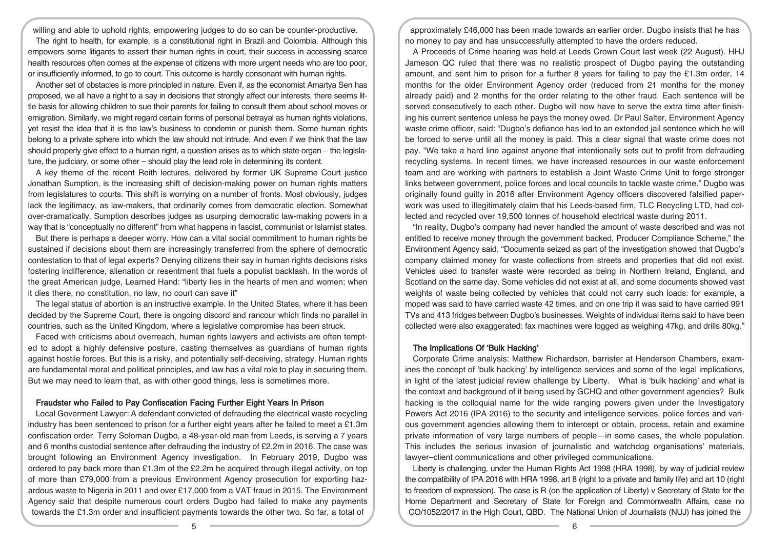willing and able to uphold rights, empowering judges to do so can be counter-productive.

The right to health, for example, is a constitutional right in Brazil and Colombia. Although this empowers some litigants to assert their human rights in court, their success in accessing scarce health resources often comes at the expense of citizens with more urgent needs who are too poor, or insufficiently informed, to go to court. This outcome is hardly consonant with human rights.

Another set of obstacles is more principled in nature. Even if, as the economist Amartya Sen has proposed, we all have a right to a say in decisions that strongly affect our interests, there seems little basis for allowing children to sue their parents for failing to consult them about school moves or emigration. Similarly, we might regard certain forms of personal betrayal as human rights violations, yet resist the idea that it is the law's business to condemn or punish them. Some human rights belong to a private sphere into which the law should not intrude. And even if we think that the law should properly give effect to a human right, a question arises as to which state organ – the legislature, the judiciary, or some other – should play the lead role in determining its content.

A key theme of the recent Reith lectures, delivered by former UK Supreme Court justice Jonathan Sumption, is the increasing shift of decision-making power on human rights matters from legislatures to courts. This shift is worrying on a number of fronts. Most obviously, judges lack the legitimacy, as law-makers, that ordinarily comes from democratic election. Somewhat over-dramatically, Sumption describes judges as usurping democratic law-making powers in a way that is "conceptually no different" from what happens in fascist, communist or Islamist states.

But there is perhaps a deeper worry. How can a vital social commitment to human rights be sustained if decisions about them are increasingly transferred from the sphere of democratic contestation to that of legal experts? Denying citizens their say in human rights decisions risks fostering indifference, alienation or resentment that fuels a populist backlash. In the words of the great American judge, Learned Hand: "liberty lies in the hearts of men and women; when it dies there, no constitution, no law, no court can save it"

The legal status of abortion is an instructive example. In the United States, where it has been decided by the Supreme Court, there is ongoing discord and rancour which finds no parallel in countries, such as the United Kingdom, where a legislative compromise has been struck.

Faced with criticisms about overreach, human rights lawyers and activists are often tempted to adopt a highly defensive posture, casting themselves as guardians of human rights against hostile forces. But this is a risky, and potentially self-deceiving, strategy. Human rights are fundamental moral and political principles, and law has a vital role to play in securing them. But we may need to learn that, as with other good things, less is sometimes more.

## Fraudster who Failed to Pay Confiscation Facing Further Eight Years In Prison

Local Goverment Lawyer: A defendant convicted of defrauding the electrical waste recycling industry has been sentenced to prison for a further eight years after he failed to meet a £1.3m confiscation order. Terry Soloman Dugbo, a 48-year-old man from Leeds, is serving a 7 years and 6 months custodial sentence after defrauding the industry of £2.2m in 2016. The case was brought following an Environment Agency investigation. In February 2019, Dugbo was ordered to pay back more than £1.3m of the £2.2m he acquired through illegal activity, on top of more than £79,000 from a previous Environment Agency prosecution for exporting hazardous waste to Nigeria in 2011 and over £17,000 from a VAT fraud in 2015. The Environment Agency said that despite numerous court orders Dugbo had failed to make any payments towards the £1.3m order and insufficient payments towards the other two. So far, a total of approximately £46,000 has been made towards an earlier order. Dugbo insists that he has no money to pay and has unsuccessfully attempted to have the orders reduced.

A Proceeds of Crime hearing was held at Leeds Crown Court last week (22 August). HHJ Jameson QC ruled that there was no realistic prospect of Dugbo paying the outstanding amount, and sent him to prison for a further 8 years for failing to pay the £1.3m order, 14 months for the older Environment Agency order (reduced from 21 months for the money already paid) and 2 months for the order relating to the other fraud. Each sentence will be served consecutively to each other. Dugbo will now have to serve the extra time after finishing his current sentence unless he pays the money owed. Dr Paul Salter, Environment Agency waste crime officer, said: "Dugbo's defiance has led to an extended jail sentence which he will be forced to serve until all the money is paid. This a clear signal that waste crime does not pay. "We take a hard line against anyone that intentionally sets out to profit from defrauding recycling systems. In recent times, we have increased resources in our waste enforcement team and are working with partners to establish a Joint Waste Crime Unit to forge stronger links between government, police forces and local councils to tackle waste crime." Dugbo was originally found guilty in 2016 after Environment Agency officers discovered falsified paperwork was used to illegitimately claim that his Leeds-based firm, TLC Recycling LTD, had collected and recycled over 19,500 tonnes of household electrical waste during 2011.

"In reality, Dugbo's company had never handled the amount of waste described and was not entitled to receive money through the government backed, Producer Compliance Scheme," the Environment Agency said. "Documents seized as part of the investigation showed that Dugbo's company claimed money for waste collections from streets and properties that did not exist. Vehicles used to transfer waste were recorded as being in Northern Ireland, England, and Scotland on the same day. Some vehicles did not exist at all, and some documents showed vast weights of waste being collected by vehicles that could not carry such loads: for example, a moped was said to have carried waste 42 times, and on one trip it was said to have carried 991 TVs and 413 fridges between Dugbo's businesses. Weights of individual items said to have been collected were also exaggerated: fax machines were logged as weighing 47kg, and drills 80kg."

## The Implications Of 'Bulk Hacking'

Corporate Crime analysis: Matthew Richardson, barrister at Henderson Chambers, examines the concept of 'bulk hacking' by intelligence services and some of the legal implications, in light of the latest judicial review challenge by Liberty. What is 'bulk hacking' and what is the context and background of it being used by GCHQ and other government agencies? Bulk hacking is the colloquial name for the wide ranging powers given under the Investigatory Powers Act 2016 (IPA 2016) to the security and intelligence services, police forces and various government agencies allowing them to intercept or obtain, process, retain and examine private information of very large numbers of people—in some cases, the whole population. This includes the serious invasion of journalistic and watchdog organisations' materials, lawyer–client communications and other privileged communications.

Liberty is challenging, under the Human Rights Act 1998 (HRA 1998), by way of judicial review the compatibility of IPA 2016 with HRA 1998, art 8 (right to a private and family life) and art 10 (right to freedom of expression). The case is R (on the application of Liberty) v Secretary of State for the Home Department and Secretary of State for Foreign and Commonwealth Affairs, case no CO/1052/2017 in the High Court, QBD. The National Union of Journalists (NUJ) has joined the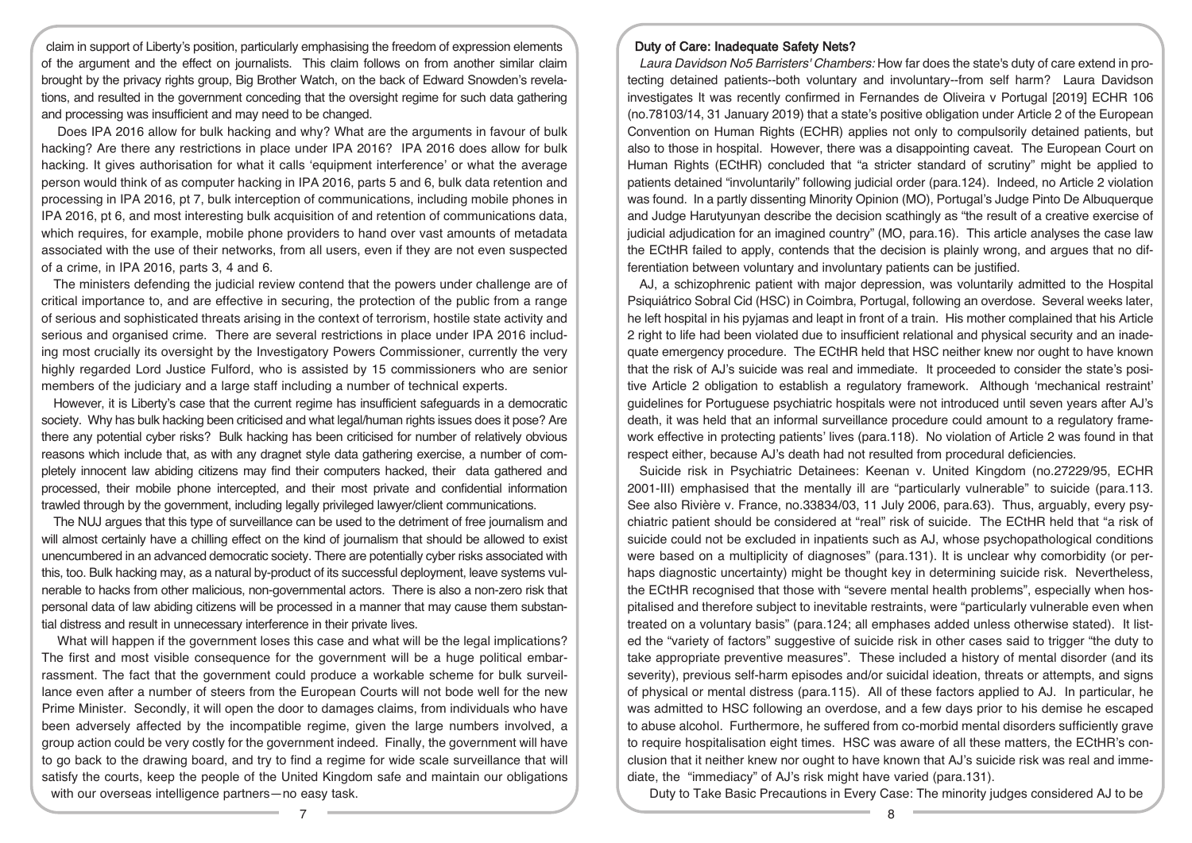claim in support of Liberty's position, particularly emphasising the freedom of expression elements of the argument and the effect on journalists. This claim follows on from another similar claim brought by the privacy rights group, Big Brother Watch, on the back of Edward Snowden's revelations, and resulted in the government conceding that the oversight regime for such data gathering and processing was insufficient and may need to be changed.

Does IPA 2016 allow for bulk hacking and why? What are the arguments in favour of bulk hacking? Are there any restrictions in place under IPA 2016? IPA 2016 does allow for bulk hacking. It gives authorisation for what it calls 'equipment interference' or what the average person would think of as computer hacking in IPA 2016, parts 5 and 6, bulk data retention and processing in IPA 2016, pt 7, bulk interception of communications, including mobile phones in IPA 2016, pt 6, and most interesting bulk acquisition of and retention of communications data, which requires, for example, mobile phone providers to hand over vast amounts of metadata associated with the use of their networks, from all users, even if they are not even suspected of a crime, in IPA 2016, parts 3, 4 and 6.

The ministers defending the judicial review contend that the powers under challenge are of critical importance to, and are effective in securing, the protection of the public from a range of serious and sophisticated threats arising in the context of terrorism, hostile state activity and serious and organised crime. There are several restrictions in place under IPA 2016 including most crucially its oversight by the Investigatory Powers Commissioner, currently the very highly regarded Lord Justice Fulford, who is assisted by 15 commissioners who are senior members of the judiciary and a large staff including a number of technical experts.

However, it is Liberty's case that the current regime has insufficient safeguards in a democratic society. Why has bulk hacking been criticised and what legal/human rights issues does it pose? Are there any potential cyber risks? Bulk hacking has been criticised for number of relatively obvious reasons which include that, as with any dragnet style data gathering exercise, a number of completely innocent law abiding citizens may find their computers hacked, their data gathered and processed, their mobile phone intercepted, and their most private and confidential information trawled through by the government, including legally privileged lawyer/client communications.

The NUJ argues that this type of surveillance can be used to the detriment of free journalism and will almost certainly have a chilling effect on the kind of journalism that should be allowed to exist unencumbered in an advanced democratic society. There are potentially cyber risks associated with this, too. Bulk hacking may, as a natural by-product of its successful deployment, leave systems vulnerable to hacks from other malicious, non-governmental actors. There is also a non-zero risk that personal data of law abiding citizens will be processed in a manner that may cause them substantial distress and result in unnecessary interference in their private lives.

What will happen if the government loses this case and what will be the legal implications? The first and most visible consequence for the government will be a huge political embarrassment. The fact that the government could produce a workable scheme for bulk surveillance even after a number of steers from the European Courts will not bode well for the new Prime Minister. Secondly, it will open the door to damages claims, from individuals who have been adversely affected by the incompatible regime, given the large numbers involved, a group action could be very costly for the government indeed. Finally, the government will have to go back to the drawing board, and try to find a regime for wide scale surveillance that will satisfy the courts, keep the people of the United Kingdom safe and maintain our obligations with our overseas intelligence partners—no easy task.

## Duty of Care: Inadequate Safety Nets?

*Laura Davidson No5 Barristers' Chambers:* How far does the state's duty of care extend in protecting detained patients--both voluntary and involuntary--from self harm? Laura Davidson investigates It was recently confirmed in Fernandes de Oliveira v Portugal [2019] ECHR 106 (no.78103/14, 31 January 2019) that a state's positive obligation under Article 2 of the European Convention on Human Rights (ECHR) applies not only to compulsorily detained patients, but also to those in hospital. However, there was a disappointing caveat. The European Court on Human Rights (ECtHR) concluded that "a stricter standard of scrutiny" might be applied to patients detained "involuntarily" following judicial order (para.124). Indeed, no Article 2 violation was found. In a partly dissenting Minority Opinion (MO), Portugal's Judge Pinto De Albuquerque and Judge Harutyunyan describe the decision scathingly as "the result of a creative exercise of judicial adjudication for an imagined country" (MO, para.16). This article analyses the case law the ECtHR failed to apply, contends that the decision is plainly wrong, and argues that no differentiation between voluntary and involuntary patients can be justified.

AJ, a schizophrenic patient with major depression, was voluntarily admitted to the Hospital Psiquiátrico Sobral Cid (HSC) in Coimbra, Portugal, following an overdose. Several weeks later, he left hospital in his pyjamas and leapt in front of a train. His mother complained that his Article 2 right to life had been violated due to insufficient relational and physical security and an inadequate emergency procedure. The ECtHR held that HSC neither knew nor ought to have known that the risk of AJ's suicide was real and immediate. It proceeded to consider the state's positive Article 2 obligation to establish a regulatory framework. Although 'mechanical restraint' guidelines for Portuguese psychiatric hospitals were not introduced until seven years after AJ's death, it was held that an informal surveillance procedure could amount to a regulatory framework effective in protecting patients' lives (para.118). No violation of Article 2 was found in that respect either, because AJ's death had not resulted from procedural deficiencies.

Suicide risk in Psychiatric Detainees: Keenan v. United Kingdom (no.27229/95, ECHR 2001-III) emphasised that the mentally ill are "particularly vulnerable" to suicide (para.113. See also Rivière v. France, no.33834/03, 11 July 2006, para.63). Thus, arguably, every psychiatric patient should be considered at "real" risk of suicide. The ECtHR held that "a risk of suicide could not be excluded in inpatients such as AJ, whose psychopathological conditions were based on a multiplicity of diagnoses" (para.131). It is unclear why comorbidity (or perhaps diagnostic uncertainty) might be thought key in determining suicide risk. Nevertheless, the ECtHR recognised that those with "severe mental health problems", especially when hospitalised and therefore subject to inevitable restraints, were "particularly vulnerable even when treated on a voluntary basis" (para.124; all emphases added unless otherwise stated). It listed the "variety of factors" suggestive of suicide risk in other cases said to trigger "the duty to take appropriate preventive measures". These included a history of mental disorder (and its severity), previous self-harm episodes and/or suicidal ideation, threats or attempts, and signs of physical or mental distress (para.115). All of these factors applied to AJ. In particular, he was admitted to HSC following an overdose, and a few days prior to his demise he escaped to abuse alcohol. Furthermore, he suffered from co-morbid mental disorders sufficiently grave to require hospitalisation eight times. HSC was aware of all these matters, the ECtHR's conclusion that it neither knew nor ought to have known that AJ's suicide risk was real and immediate, the "immediacy" of AJ's risk might have varied (para.131).

Duty to Take Basic Precautions in Every Case: The minority judges considered AJ to be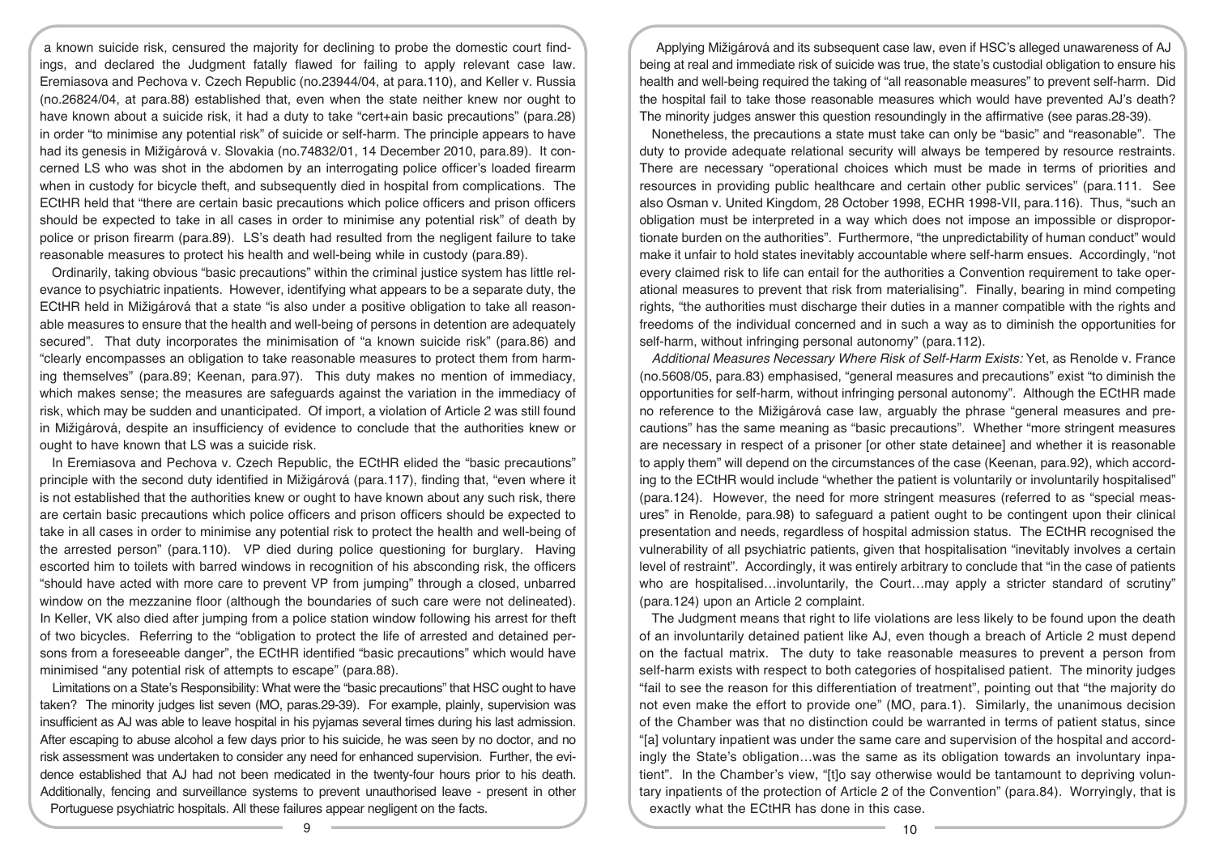a known suicide risk, censured the majority for declining to probe the domestic court findings, and declared the Judgment fatally flawed for failing to apply relevant case law. Eremiasova and Pechova v. Czech Republic (no.23944/04, at para.110), and Keller v. Russia (no.26824/04, at para.88) established that, even when the state neither knew nor ought to have known about a suicide risk, it had a duty to take "cert+ain basic precautions" (para.28) in order "to minimise any potential risk" of suicide or self-harm. The principle appears to have had its genesis in Mižigárová v. Slovakia (no.74832/01, 14 December 2010, para.89). It concerned LS who was shot in the abdomen by an interrogating police officer's loaded firearm when in custody for bicycle theft, and subsequently died in hospital from complications. The ECtHR held that "there are certain basic precautions which police officers and prison officers should be expected to take in all cases in order to minimise any potential risk" of death by police or prison firearm (para.89). LS's death had resulted from the negligent failure to take reasonable measures to protect his health and well-being while in custody (para.89).

Ordinarily, taking obvious "basic precautions" within the criminal justice system has little relevance to psychiatric inpatients. However, identifying what appears to be a separate duty, the ECtHR held in Mižigárová that a state "is also under a positive obligation to take all reasonable measures to ensure that the health and well-being of persons in detention are adequately secured". That duty incorporates the minimisation of "a known suicide risk" (para.86) and "clearly encompasses an obligation to take reasonable measures to protect them from harming themselves" (para.89; Keenan, para.97). This duty makes no mention of immediacy, which makes sense; the measures are safeguards against the variation in the immediacy of risk, which may be sudden and unanticipated. Of import, a violation of Article 2 was still found in Mižigárová, despite an insufficiency of evidence to conclude that the authorities knew or ought to have known that LS was a suicide risk.

In Eremiasova and Pechova v. Czech Republic, the ECtHR elided the "basic precautions" principle with the second duty identified in Mižigárová (para.117), finding that, "even where it is not established that the authorities knew or ought to have known about any such risk, there are certain basic precautions which police officers and prison officers should be expected to take in all cases in order to minimise any potential risk to protect the health and well-being of the arrested person" (para.110). VP died during police questioning for burglary. Having escorted him to toilets with barred windows in recognition of his absconding risk, the officers "should have acted with more care to prevent VP from jumping" through a closed, unbarred window on the mezzanine floor (although the boundaries of such care were not delineated). In Keller, VK also died after jumping from a police station window following his arrest for theft of two bicycles. Referring to the "obligation to protect the life of arrested and detained persons from a foreseeable danger", the ECtHR identified "basic precautions" which would have minimised "any potential risk of attempts to escape" (para.88).

*Limitations on a State's Responsibility:* What were the "basic precautions" that HSC ought to have taken? The minority judges list seven (MO, paras.29-39). For example, plainly, supervision was insufficient as AJ was able to leave hospital in his pyjamas several times during his last admission. After escaping to abuse alcohol a few days prior to his suicide, he was seen by no doctor, and no risk assessment was undertaken to consider any need for enhanced supervision. Further, the evidence established that AJ had not been medicated in the twenty-four hours prior to his death. Additionally, fencing and surveillance systems to prevent unauthorised leave - present in other Portuguese psychiatric hospitals. All these failures appear negligent on the facts.

Applying Mižigárová and its subsequent case law, even if HSC's alleged unawareness of AJ being at real and immediate risk of suicide was true, the state's custodial obligation to ensure his health and well-being required the taking of "all reasonable measures" to prevent self-harm. Did the hospital fail to take those reasonable measures which would have prevented AJ's death? The minority judges answer this question resoundingly in the affirmative (see paras.28-39).

Nonetheless, the precautions a state must take can only be "basic" and "reasonable". The duty to provide adequate relational security will always be tempered by resource restraints. There are necessary "operational choices which must be made in terms of priorities and resources in providing public healthcare and certain other public services" (para.111. See also Osman v. United Kingdom, 28 October 1998, ECHR 1998-VII, para.116). Thus, "such an obligation must be interpreted in a way which does not impose an impossible or disproportionate burden on the authorities". Furthermore, "the unpredictability of human conduct" would make it unfair to hold states inevitably accountable where self-harm ensues. Accordingly, "not every claimed risk to life can entail for the authorities a Convention requirement to take operational measures to prevent that risk from materialising". Finally, bearing in mind competing rights, "the authorities must discharge their duties in a manner compatible with the rights and freedoms of the individual concerned and in such a way as to diminish the opportunities for self-harm, without infringing personal autonomy" (para.112).

*Additional Measures Necessary Where Risk of Self-Harm Exists:* Yet, as Renolde v. France (no.5608/05, para.83) emphasised, "general measures and precautions" exist "to diminish the opportunities for self-harm, without infringing personal autonomy". Although the ECtHR made no reference to the Mižigárová case law, arguably the phrase "general measures and precautions" has the same meaning as "basic precautions". Whether "more stringent measures are necessary in respect of a prisoner [or other state detainee] and whether it is reasonable to apply them" will depend on the circumstances of the case (Keenan, para.92), which according to the ECtHR would include "whether the patient is voluntarily or involuntarily hospitalised" (para.124). However, the need for more stringent measures (referred to as "special measures" in Renolde, para.98) to safeguard a patient ought to be contingent upon their clinical presentation and needs, regardless of hospital admission status. The ECtHR recognised the vulnerability of all psychiatric patients, given that hospitalisation "inevitably involves a certain level of restraint". Accordingly, it was entirely arbitrary to conclude that "in the case of patients who are hospitalised…involuntarily, the Court…may apply a stricter standard of scrutiny" (para.124) upon an Article 2 complaint.

The Judgment means that right to life violations are less likely to be found upon the death of an involuntarily detained patient like AJ, even though a breach of Article 2 must depend on the factual matrix. The duty to take reasonable measures to prevent a person from self-harm exists with respect to both categories of hospitalised patient. The minority judges "fail to see the reason for this differentiation of treatment", pointing out that "the majority do not even make the effort to provide one" (MO, para.1). Similarly, the unanimous decision of the Chamber was that no distinction could be warranted in terms of patient status, since "[a] voluntary inpatient was under the same care and supervision of the hospital and accordingly the State's obligation…was the same as its obligation towards an involuntary inpatient". In the Chamber's view, "[t]o say otherwise would be tantamount to depriving voluntary inpatients of the protection of Article 2 of the Convention" (para.84). Worryingly, that is exactly what the ECtHR has done in this case.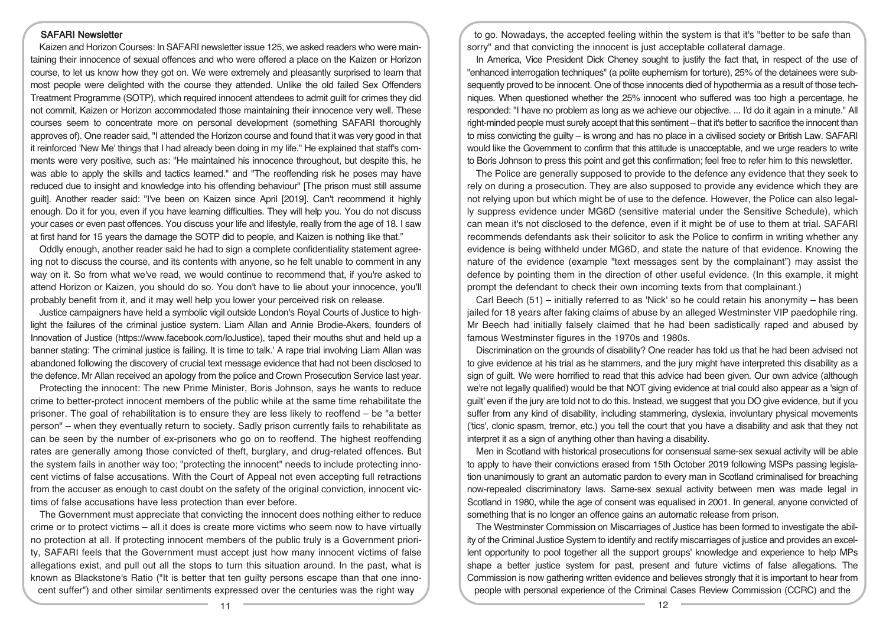## SAFARI Newsletter

Kaizen and Horizon Courses: In SAFARI newsletter issue 125, we asked readers who were maintaining their innocence of sexual offences and who were offered a place on the Kaizen or Horizon course, to let us know how they got on. We were extremely and pleasantly surprised to learn that most people were delighted with the course they attended. Unlike the old failed Sex Offenders Treatment Programme (SOTP), which required innocent attendees to admit guilt for crimes they did not commit, Kaizen or Horizon accommodated those maintaining their innocence very well. These courses seem to concentrate more on personal development (something SAFARI thoroughly approves of). One reader said, "I attended the Horizon course and found that it was very good in that it reinforced 'New Me' things that I had already been doing in my life." He explained that staff's comments were very positive, such as: "He maintained his innocence throughout, but despite this, he was able to apply the skills and tactics learned." and "The reoffending risk he poses may have reduced due to insight and knowledge into his offending behaviour" [The prison must still assume guilt]. Another reader said: "I've been on Kaizen since April [2019]. Can't recommend it highly enough. Do it for you, even if you have learning difficulties. They will help you. You do not discuss your cases or even past offences. You discuss your life and lifestyle, really from the age of 18. I saw at first hand for 15 years the damage the SOTP did to people, and Kaizen is nothing like that."

Oddly enough, another reader said he had to sign a complete confidentiality statement agreeing not to discuss the course, and its contents with anyone, so he felt unable to comment in any way on it. So from what we've read, we would continue to recommend that, if you're asked to attend Horizon or Kaizen, you should do so. You don't have to lie about your innocence, you'll probably benefit from it, and it may well help you lower your perceived risk on release.

Justice campaigners have held a symbolic vigil outside London's Royal Courts of Justice to highlight the failures of the criminal justice system. Liam Allan and Annie Brodie-Akers, founders of Innovation of Justice (https://www.facebook.com/IoJustice), taped their mouths shut and held up a banner stating: 'The criminal justice is failing. It is time to talk.' A rape trial involving Liam Allan was abandoned following the discovery of crucial text message evidence that had not been disclosed to the defence. Mr Allan received an apology from the police and Crown Prosecution Service last year.

Protecting the innocent: The new Prime Minister, Boris Johnson, says he wants to reduce crime to better-protect innocent members of the public while at the same time rehabilitate the prisoner. The goal of rehabilitation is to ensure they are less likely to reoffend – be "a better person" – when they eventually return to society. Sadly prison currently fails to rehabilitate as can be seen by the number of ex-prisoners who go on to reoffend. The highest reoffending rates are generally among those convicted of theft, burglary, and drug-related offences. But the system fails in another way too; "protecting the innocent" needs to include protecting innocent victims of false accusations. With the Court of Appeal not even accepting full retractions from the accuser as enough to cast doubt on the safety of the original conviction, innocent victims of false accusations have less protection than ever before.

The Government must appreciate that convicting the innocent does nothing either to reduce crime or to protect victims – all it does is create more victims who seem now to have virtually no protection at all. If protecting innocent members of the public truly is a Government priority, SAFARI feels that the Government must accept just how many innocent victims of false allegations exist, and pull out all the stops to turn this situation around. In the past, what is known as Blackstone's Ratio ("It is better that ten guilty persons escape than that one innocent suffer") and other similar sentiments expressed over the centuries was the right way to go. Nowadays, the accepted feeling within the system is that it's "better to be safe than sorry" and that convicting the innocent is just acceptable collateral damage.

In America, Vice President Dick Cheney sought to justify the fact that, in respect of the use of "enhanced interrogation techniques" (a polite euphemism for torture), 25% of the detainees were subsequently proved to be innocent. One of those innocents died of hypothermia as a result of those techniques. When questioned whether the 25% innocent who suffered was too high a percentage, he responded: "I have no problem as long as we achieve our objective. ... I'd do it again in a minute." All right-minded people must surely accept that this sentiment – that it's better to sacrifice the innocent than to miss convicting the guilty – is wrong and has no place in a civilised society or British Law. SAFARI would like the Government to confirm that this attitude is unacceptable, and we urge readers to write to Boris Johnson to press this point and get this confirmation; feel free to refer him to this newsletter.

The Police are generally supposed to provide to the defence any evidence that they seek to rely on during a prosecution. They are also supposed to provide any evidence which they are not relying upon but which might be of use to the defence. However, the Police can also legally suppress evidence under MG6D (sensitive material under the Sensitive Schedule), which can mean it's not disclosed to the defence, even if it might be of use to them at trial. SAFARI recommends defendants ask their solicitor to ask the Police to confirm in writing whether any evidence is being withheld under MG6D, and state the nature of that evidence. Knowing the nature of the evidence (example "text messages sent by the complainant") may assist the defence by pointing them in the direction of other useful evidence. (In this example, it might prompt the defendant to check their own incoming texts from that complainant.)

Carl Beech (51) – initially referred to as 'Nick' so he could retain his anonymity – has been jailed for 18 years after faking claims of abuse by an alleged Westminster VIP paedophile ring. Mr Beech had initially falsely claimed that he had been sadistically raped and abused by famous Westminster figures in the 1970s and 1980s.

Discrimination on the grounds of disability? One reader has told us that he had been advised not to give evidence at his trial as he stammers, and the jury might have interpreted this disability as a sign of guilt. We were horrified to read that this advice had been given. Our own advice (although we're not legally qualified) would be that NOT giving evidence at trial could also appear as a 'sign of guilt' even if the jury are told not to do this. Instead, we suggest that you DO give evidence, but if you suffer from any kind of disability, including stammering, dyslexia, involuntary physical movements ('tics', clonic spasm, tremor, etc.) you tell the court that you have a disability and ask that they not interpret it as a sign of anything other than having a disability.

Men in Scotland with historical prosecutions for consensual same-sex sexual activity will be able to apply to have their convictions erased from 15th October 2019 following MSPs passing legislation unanimously to grant an automatic pardon to every man in Scotland criminalised for breaching now-repealed discriminatory laws. Same-sex sexual activity between men was made legal in Scotland in 1980, while the age of consent was equalised in 2001. In general, anyone convicted of something that is no longer an offence gains an automatic release from prison.

The Westminster Commission on Miscarriages of Justice has been formed to investigate the ability of the Criminal Justice System to identify and rectify miscarriages of justice and provides an excellent opportunity to pool together all the support groups' knowledge and experience to help MPs shape a better justice system for past, present and future victims of false allegations. The Commission is now gathering written evidence and believes strongly that it is important to hear from people with personal experience of the Criminal Cases Review Commission (CCRC) and the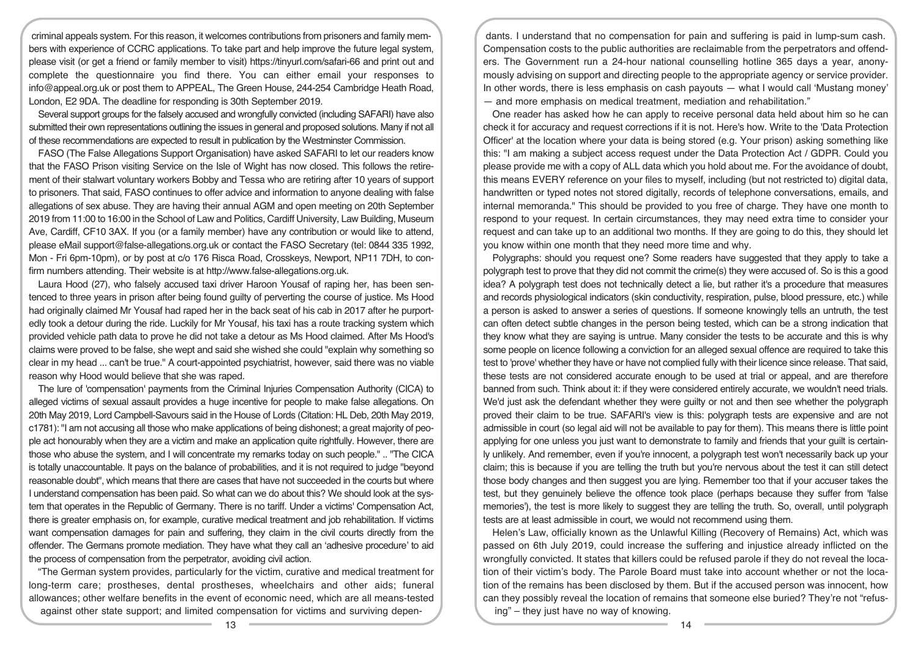criminal appeals system. For this reason, it welcomes contributions from prisoners and family members with experience of CCRC applications. To take part and help improve the future legal system, please visit (or get a friend or family member to visit) https://tinyurl.com/safari-66 and print out and complete the questionnaire you find there. You can either email your responses to info@appeal.org.uk or post them to APPEAL, The Green House, 244-254 Cambridge Heath Road, London, E2 9DA. The deadline for responding is 30th September 2019.

Several support groups for the falsely accused and wrongfully convicted (including SAFARI) have also submitted their own representations outlining the issues in general and proposed solutions. Many if not all of these recommendations are expected to result in publication by the Westminster Commission.

FASO (The False Allegations Support Organisation) have asked SAFARI to let our readers know that the FASO Prison visiting Service on the Isle of Wight has now closed. This follows the retirement of their stalwart voluntary workers Bobby and Tessa who are retiring after 10 years of support to prisoners. That said, FASO continues to offer advice and information to anyone dealing with false allegations of sex abuse. They are having their annual AGM and open meeting on 20th September 2019 from 11:00 to 16:00 in the School of Law and Politics, Cardiff University, Law Building, Museum Ave, Cardiff, CF10 3AX. If you (or a family member) have any contribution or would like to attend, please eMail support@false-allegations.org.uk or contact the FASO Secretary (tel: 0844 335 1992, Mon - Fri 6pm-10pm), or by post at c/o 176 Risca Road, Crosskeys, Newport, NP11 7DH, to confirm numbers attending. Their website is at http://www.false-allegations.org.uk.

Laura Hood (27), who falsely accused taxi driver Haroon Yousaf of raping her, has been sentenced to three years in prison after being found guilty of perverting the course of justice. Ms Hood had originally claimed Mr Yousaf had raped her in the back seat of his cab in 2017 after he purportedly took a detour during the ride. Luckily for Mr Yousaf, his taxi has a route tracking system which provided vehicle path data to prove he did not take a detour as Ms Hood claimed. After Ms Hood's claims were proved to be false, she wept and said she wished she could "explain why something so clear in my head ... can't be true." A court-appointed psychiatrist, however, said there was no viable reason why Hood would believe that she was raped.

The lure of 'compensation' payments from the Criminal Injuries Compensation Authority (CICA) to alleged victims of sexual assault provides a huge incentive for people to make false allegations. On 20th May 2019, Lord Campbell-Savours said in the House of Lords (Citation: HL Deb, 20th May 2019, c1781): "I am not accusing all those who make applications of being dishonest; a great majority of people act honourably when they are a victim and make an application quite rightfully. However, there are those who abuse the system, and I will concentrate my remarks today on such people." .. "The CICA is totally unaccountable. It pays on the balance of probabilities, and it is not required to judge "beyond reasonable doubt", which means that there are cases that have not succeeded in the courts but where I understand compensation has been paid. So what can we do about this? We should look at the system that operates in the Republic of Germany. There is no tariff. Under a victims' Compensation Act, there is greater emphasis on, for example, curative medical treatment and job rehabilitation. If victims want compensation damages for pain and suffering, they claim in the civil courts directly from the offender. The Germans promote mediation. They have what they call an 'adhesive procedure' to aid the process of compensation from the perpetrator, avoiding civil action.

"The German system provides, particularly for the victim, curative and medical treatment for long-term care; prostheses, dental prostheses, wheelchairs and other aids; funeral allowances; other welfare benefits in the event of economic need, which are all means-tested against other state support; and limited compensation for victims and surviving dependants. I understand that no compensation for pain and suffering is paid in lump-sum cash. Compensation costs to the public authorities are reclaimable from the perpetrators and offenders. The Government run a 24-hour national counselling hotline 365 days a year, anonymously advising on support and directing people to the appropriate agency or service provider. In other words, there is less emphasis on cash payouts — what I would call 'Mustang money' — and more emphasis on medical treatment, mediation and rehabilitation."

One reader has asked how he can apply to receive personal data held about him so he can check it for accuracy and request corrections if it is not. Here's how. Write to the 'Data Protection Officer' at the location where your data is being stored (e.g. Your prison) asking something like this: "I am making a subject access request under the Data Protection Act / GDPR. Could you please provide me with a copy of ALL data which you hold about me. For the avoidance of doubt, this means EVERY reference on your files to myself, including (but not restricted to) digital data, handwritten or typed notes not stored digitally, records of telephone conversations, emails, and internal memoranda." This should be provided to you free of charge. They have one month to respond to your request. In certain circumstances, they may need extra time to consider your request and can take up to an additional two months. If they are going to do this, they should let you know within one month that they need more time and why.

Polygraphs: should you request one? Some readers have suggested that they apply to take a polygraph test to prove that they did not commit the crime(s) they were accused of. So is this a good idea? A polygraph test does not technically detect a lie, but rather it's a procedure that measures and records physiological indicators (skin conductivity, respiration, pulse, blood pressure, etc.) while a person is asked to answer a series of questions. If someone knowingly tells an untruth, the test can often detect subtle changes in the person being tested, which can be a strong indication that they know what they are saying is untrue. Many consider the tests to be accurate and this is why some people on licence following a conviction for an alleged sexual offence are required to take this test to 'prove' whether they have or have not complied fully with their licence since release. That said, these tests are not considered accurate enough to be used at trial or appeal, and are therefore banned from such. Think about it: if they were considered entirely accurate, we wouldn't need trials. We'd just ask the defendant whether they were guilty or not and then see whether the polygraph proved their claim to be true. SAFARI's view is this: polygraph tests are expensive and are not admissible in court (so legal aid will not be available to pay for them). This means there is little point applying for one unless you just want to demonstrate to family and friends that your guilt is certainly unlikely. And remember, even if you're innocent, a polygraph test won't necessarily back up your claim; this is because if you are telling the truth but you're nervous about the test it can still detect those body changes and then suggest you are lying. Remember too that if your accuser takes the test, but they genuinely believe the offence took place (perhaps because they suffer from 'false memories'), the test is more likely to suggest they are telling the truth. So, overall, until polygraph tests are at least admissible in court, we would not recommend using them.

Helen's Law, officially known as the Unlawful Killing (Recovery of Remains) Act, which was passed on 6th July 2019, could increase the suffering and injustice already inflicted on the wrongfully convicted. It states that killers could be refused parole if they do not reveal the location of their victim's body. The Parole Board must take into account whether or not the location of the remains has been disclosed by them. But if the accused person was innocent, how can they possibly reveal the location of remains that someone else buried? They're not "refusing" – they just have no way of knowing.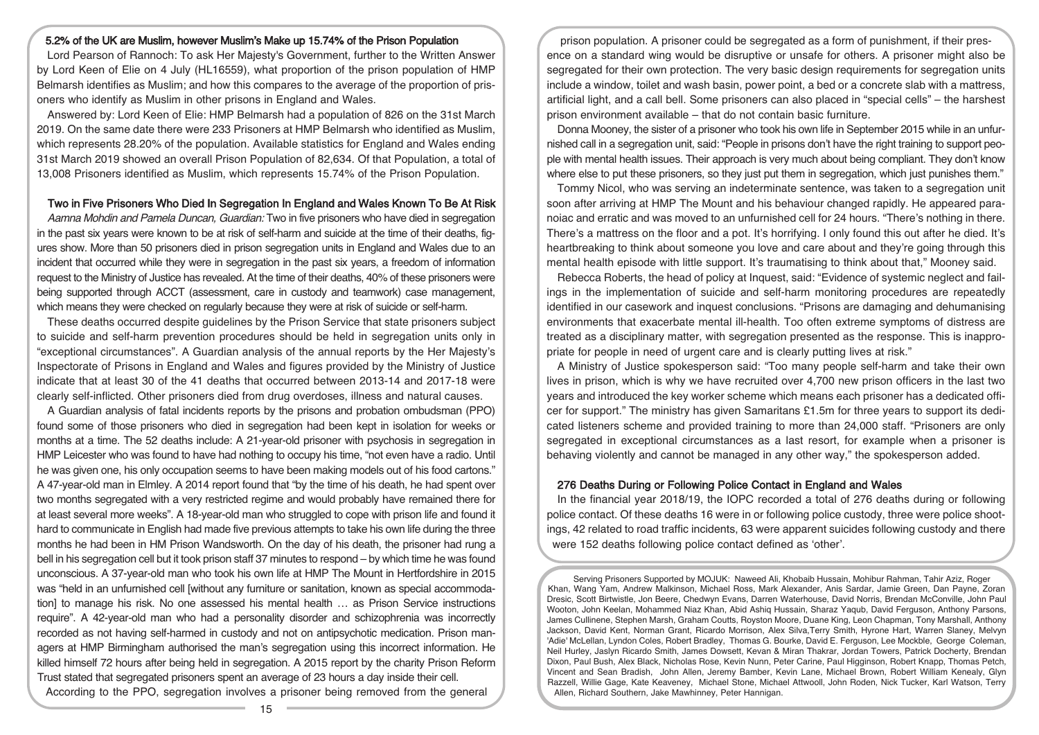## 5.2% of the UK are Muslim, however Muslim's Make up 15.74% of the Prison Population

Lord Pearson of Rannoch: To ask Her Majesty's Government, further to the Written Answer by Lord Keen of Elie on 4 July (HL16559), what proportion of the prison population of HMP Belmarsh identifies as Muslim; and how this compares to the average of the proportion of prisoners who identify as Muslim in other prisons in England and Wales.

Answered by: Lord Keen of Elie: HMP Belmarsh had a population of 826 on the 31st March 2019. On the same date there were 233 Prisoners at HMP Belmarsh who identified as Muslim, which represents 28.20% of the population. Available statistics for England and Wales ending 31st March 2019 showed an overall Prison Population of 82,634. Of that Population, a total of 13,008 Prisoners identified as Muslim, which represents 15.74% of the Prison Population.

## Two in Five Prisoners Who Died In Segregation In England and Wales Known To Be At Risk

*Aamna Mohdin and Pamela Duncan, Guardian:* Two in five prisoners who have died in segregation in the past six years were known to be at risk of self-harm and suicide at the time of their deaths, figures show. More than 50 prisoners died in prison segregation units in England and Wales due to an incident that occurred while they were in segregation in the past six years, a freedom of information request to the Ministry of Justice has revealed. At the time of their deaths, 40% of these prisoners were being supported through ACCT (assessment, care in custody and teamwork) case management, which means they were checked on regularly because they were at risk of suicide or self-harm.

These deaths occurred despite guidelines by the Prison Service that state prisoners subject to suicide and self-harm prevention procedures should be held in segregation units only in "exceptional circumstances". A Guardian analysis of the annual reports by the Her Majesty's Inspectorate of Prisons in England and Wales and figures provided by the Ministry of Justice indicate that at least 30 of the 41 deaths that occurred between 2013-14 and 2017-18 were clearly self-inflicted. Other prisoners died from drug overdoses, illness and natural causes.

A Guardian analysis of fatal incidents reports by the prisons and probation ombudsman (PPO) found some of those prisoners who died in segregation had been kept in isolation for weeks or months at a time. The 52 deaths include: A 21-year-old prisoner with psychosis in segregation in HMP Leicester who was found to have had nothing to occupy his time, "not even have a radio. Until he was given one, his only occupation seems to have been making models out of his food cartons." A 47-year-old man in Elmley. A 2014 report found that "by the time of his death, he had spent over two months segregated with a very restricted regime and would probably have remained there for at least several more weeks". A 18-year-old man who struggled to cope with prison life and found it hard to communicate in English had made five previous attempts to take his own life during the three months he had been in HM Prison Wandsworth. On the day of his death, the prisoner had rung a bell in his segregation cell but it took prison staff 37 minutes to respond – by which time he was found unconscious. A 37-year-old man who took his own life at HMP The Mount in Hertfordshire in 2015 was "held in an unfurnished cell [without any furniture or sanitation, known as special accommodation] to manage his risk. No one assessed his mental health … as Prison Service instructions require". A 42-year-old man who had a personality disorder and schizophrenia was incorrectly recorded as not having self-harmed in custody and not on antipsychotic medication. Prison managers at HMP Birmingham authorised the man's segregation using this incorrect information. He killed himself 72 hours after being held in segregation. A 2015 report by the charity Prison Reform Trust stated that segregated prisoners spent an average of 23 hours a day inside their cell.

According to the PPO, segregation involves a prisoner being removed from the general prison population. A prisoner could be segregated as a form of punishment, if their presence on a standard wing would be disruptive or unsafe for others. A prisoner might also be segregated for their own protection. The very basic design requirements for segregation units include a window, toilet and wash basin, power point, a bed or a concrete slab with a mattress, artificial light, and a call bell. Some prisoners can also placed in "special cells" – the harshest prison environment available – that do not contain basic furniture.

Donna Mooney, the sister of a prisoner who took his own life in September 2015 while in an unfurnished call in a segregation unit, said: "People in prisons don't have the right training to support people with mental health issues. Their approach is very much about being compliant. They don't know where else to put these prisoners, so they just put them in segregation, which just punishes them."

Tommy Nicol, who was serving an indeterminate sentence, was taken to a segregation unit soon after arriving at HMP The Mount and his behaviour changed rapidly. He appeared paranoiac and erratic and was moved to an unfurnished cell for 24 hours. "There's nothing in there. There's a mattress on the floor and a pot. It's horrifying. I only found this out after he died. It's heartbreaking to think about someone you love and care about and they're going through this mental health episode with little support. It's traumatising to think about that," Mooney said.

Rebecca Roberts, the head of policy at Inquest, said: "Evidence of systemic neglect and failings in the implementation of suicide and self-harm monitoring procedures are repeatedly identified in our casework and inquest conclusions. "Prisons are damaging and dehumanising environments that exacerbate mental ill-health. Too often extreme symptoms of distress are treated as a disciplinary matter, with segregation presented as the response. This is inappropriate for people in need of urgent care and is clearly putting lives at risk."

A Ministry of Justice spokesperson said: "Too many people self-harm and take their own lives in prison, which is why we have recruited over 4,700 new prison officers in the last two years and introduced the key worker scheme which means each prisoner has a dedicated officer for support." The ministry has given Samaritans £1.5m for three years to support its dedicated listeners scheme and provided training to more than 24,000 staff. "Prisoners are only segregated in exceptional circumstances as a last resort, for example when a prisoner is behaving violently and cannot be managed in any other way," the spokesperson added.

## 276 Deaths During or Following Police Contact in England and Wales

In the financial year 2018/19, the IOPC recorded a total of 276 deaths during or following police contact. Of these deaths 16 were in or following police custody, three were police shootings, 42 related to road traffic incidents, 63 were apparent suicides following custody and there were 152 deaths following police contact defined as 'other'.

Serving Prisoners Supported by MOJUK: Naweed Ali, Khobaib Hussain, Mohibur Rahman, Tahir Aziz, Roger Khan, Wang Yam, Andrew Malkinson, Michael Ross, Mark Alexander, Anis Sardar, Jamie Green, Dan Payne, Zoran Dresic, Scott Birtwistle, Jon Beere, Chedwyn Evans, Darren Waterhouse, David Norris, Brendan McConville, John Paul Wooton, John Keelan, Mohammed Niaz Khan, Abid Ashiq Hussain, Sharaz Yaqub, David Ferguson, Anthony Parsons, James Cullinene, Stephen Marsh, Graham Coutts, Royston Moore, Duane King, Leon Chapman, Tony Marshall, Anthony Jackson, David Kent, Norman Grant, Ricardo Morrison, Alex Silva,Terry Smith, Hyrone Hart, Warren Slaney, Melvyn 'Adie' McLellan, Lyndon Coles, Robert Bradley, Thomas G. Bourke, David E. Ferguson, Lee Mockble, George Coleman, Neil Hurley, Jaslyn Ricardo Smith, James Dowsett, Kevan & Miran Thakrar, Jordan Towers, Patrick Docherty, Brendan Dixon, Paul Bush, Alex Black, Nicholas Rose, Kevin Nunn, Peter Carine, Paul Higginson, Robert Knapp, Thomas Petch, Vincent and Sean Bradish, John Allen, Jeremy Bamber, Kevin Lane, Michael Brown, Robert William Kenealy, Glyn Razzell, Willie Gage, Kate Keaveney, Michael Stone, Michael Attwooll, John Roden, Nick Tucker, Karl Watson, Terry Allen, Richard Southern, Jake Mawhinney, Peter Hannigan.